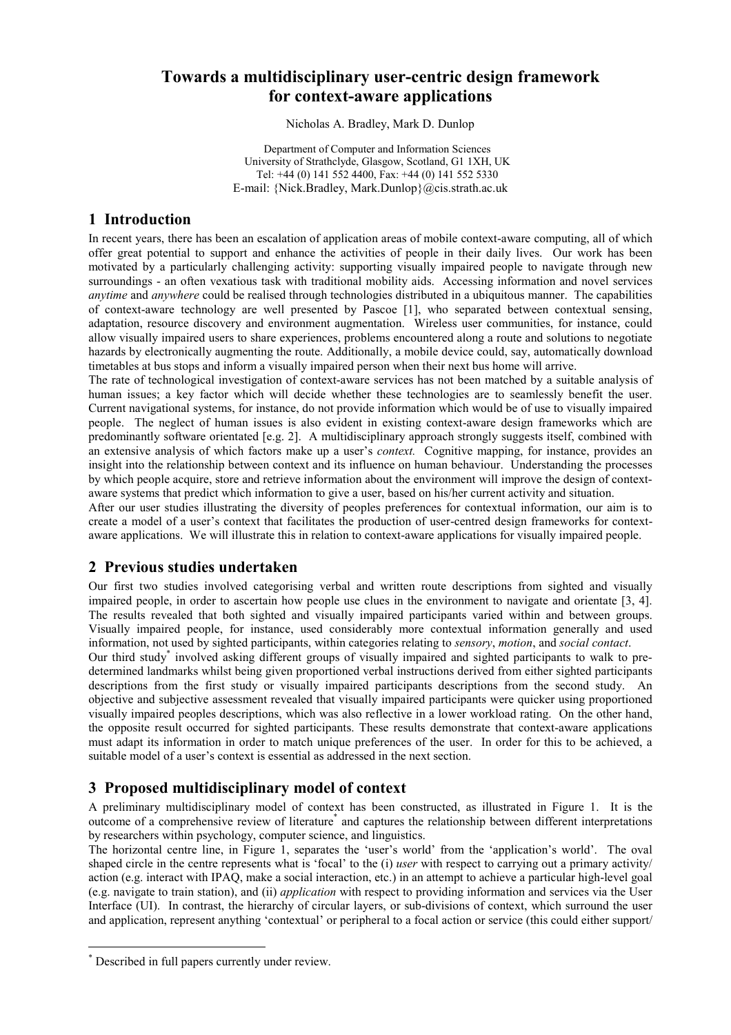# Towards a multidisciplinary user-centric design framework for context-aware applications

Nicholas A. Bradley, Mark D. Dunlop

Department of Computer and Information Sciences
University of Strathclyde, Glasgow, Scotland, G1 1XH, UK
Tel: +44 (0) 141 552 4400, Fax: +44 (0) 141 552 5330
E-mail: {Nick.Bradley, Mark.Dunlop}@cis.strath.ac.uk

## 1 Introduction

In recent years, there has been an escalation of application areas of mobile context-aware computing, all of which offer great potential to support and enhance the activities of people in their daily lives. Our work has been motivated by a particularly challenging activity: supporting visually impaired people to navigate through new surroundings - an often vexatious task with traditional mobility aids. Accessing information and novel services *anytime* and *anywhere* could be realised through technologies distributed in a ubiquitous manner. The capabilities of context-aware technology are well presented by Pascoe [1], who separated between contextual sensing, adaptation, resource discovery and environment augmentation. Wireless user communities, for instance, could allow visually impaired users to share experiences, problems encountered along a route and solutions to negotiate hazards by electronically augmenting the route. Additionally, a mobile device could, say, automatically download timetables at bus stops and inform a visually impaired person when their next bus home will arrive.

The rate of technological investigation of context-aware services has not been matched by a suitable analysis of human issues; a key factor which will decide whether these technologies are to seamlessly benefit the user. Current navigational systems, for instance, do not provide information which would be of use to visually impaired people. The neglect of human issues is also evident in existing context-aware design frameworks which are predominantly software orientated [e.g. 2]. A multidisciplinary approach strongly suggests itself, combined with an extensive analysis of which factors make up a user's *context.* Cognitive mapping, for instance, provides an insight into the relationship between context and its influence on human behaviour. Understanding the processes by which people acquire, store and retrieve information about the environment will improve the design of context-aware systems that predict which information to give a user, based on his/her current activity and situation.

After our user studies illustrating the diversity of peoples preferences for contextual information, our aim is to create a model of a user's context that facilitates the production of user-centred design frameworks for context-aware applications. We will illustrate this in relation to context-aware applications for visually impaired people.

## 2 Previous studies undertaken

Our first two studies involved categorising verbal and written route descriptions from sighted and visually impaired people, in order to ascertain how people use clues in the environment to navigate and orientate [3, 4]. The results revealed that both sighted and visually impaired participants varied within and between groups. Visually impaired people, for instance, used considerably more contextual information generally and used information, not used by sighted participants, within categories relating to *sensory*, *motion*, and *social contact*.

Our third study* involved asking different groups of visually impaired and sighted participants to walk to pre-determined landmarks whilst being given proportioned verbal instructions derived from either sighted participants descriptions from the first study or visually impaired participants descriptions from the second study. An objective and subjective assessment revealed that visually impaired participants were quicker using proportioned visually impaired peoples descriptions, which was also reflective in a lower workload rating. On the other hand, the opposite result occurred for sighted participants. These results demonstrate that context-aware applications must adapt its information in order to match unique preferences of the user. In order for this to be achieved, a suitable model of a user's context is essential as addressed in the next section.

## 3 Proposed multidisciplinary model of context

A preliminary multidisciplinary model of context has been constructed, as illustrated in Figure 1. It is the outcome of a comprehensive review of literature* and captures the relationship between different interpretations by researchers within psychology, computer science, and linguistics.

The horizontal centre line, in Figure 1, separates the 'user's world' from the 'application's world'. The oval shaped circle in the centre represents what is 'focal' to the (i) *user* with respect to carrying out a primary activity/ action (e.g. interact with IPAQ, make a social interaction, etc.) in an attempt to achieve a particular high-level goal (e.g. navigate to train station), and (ii) *application* with respect to providing information and services via the User Interface (UI). In contrast, the hierarchy of circular layers, or sub-divisions of context, which surround the user and application, represent anything 'contextual' or peripheral to a focal action or service (this could either support/

---

\* Described in full papers currently under review.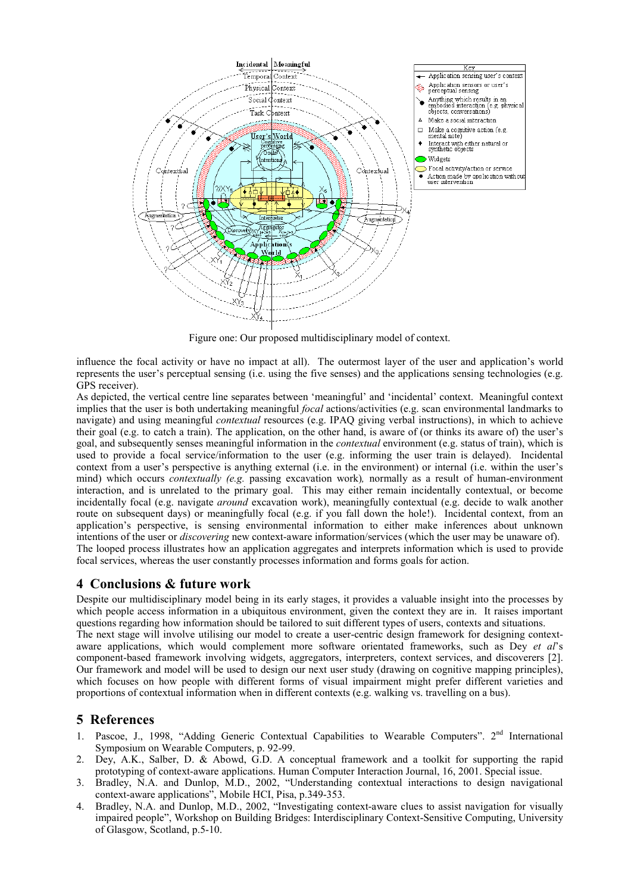Incidental | Meaningful

Temporal Context

Physical Context

Social Context

Task Context

User's World

Cognitive processing

Goals

Intentions

Contextual

Contextual

Augmentation

Augmentation

Interpreter

Discovery

Aggregator

Application's World

Key

Application sensing user's context

Application sensors or user's perceptual sensing

Anything which results in an embodied interaction (e.g. physical objects, conversations)

Make a social interaction

Make a cognitive action (e.g. mental note)

Interact with either natural or synthetic objects

Widgets

Focal activity/action or service

Action made by application without user intervention

Figure one: Our proposed multidisciplinary model of context.

influence the focal activity or have no impact at all). The outermost layer of the user and application's world represents the user's perceptual sensing (i.e. using the five senses) and the applications sensing technologies (e.g. GPS receiver).

As depicted, the vertical centre line separates between 'meaningful' and 'incidental' context. Meaningful context implies that the user is both undertaking meaningful *focal* actions/activities (e.g. scan environmental landmarks to navigate) and using meaningful *contextual* resources (e.g. IPAQ giving verbal instructions), in which to achieve their goal (e.g. to catch a train). The application, on the other hand, is aware of (or thinks its aware of) the user's goal, and subsequently senses meaningful information in the *contextual* environment (e.g. status of train), which is used to provide a focal service/information to the user (e.g. informing the user train is delayed). Incidental context from a user's perspective is anything external (i.e. in the environment) or internal (i.e. within the user's mind) which occurs *contextually (e.g.* passing excavation work*)*, normally as a result of human-environment interaction, and is unrelated to the primary goal. This may either remain incidentally contextual, or become incidentally focal (e.g. navigate *around* excavation work), meaningfully contextual (e.g. decide to walk another route on subsequent days) or meaningfully focal (e.g. if you fall down the hole!). Incidental context, from an application's perspective, is sensing environmental information to either make inferences about unknown intentions of the user or *discovering* new context-aware information/services (which the user may be unaware of). The looped process illustrates how an application aggregates and interprets information which is used to provide focal services, whereas the user constantly processes information and forms goals for action.

## 4 Conclusions & future work

Despite our multidisciplinary model being in its early stages, it provides a valuable insight into the processes by which people access information in a ubiquitous environment, given the context they are in. It raises important questions regarding how information should be tailored to suit different types of users, contexts and situations.

The next stage will involve utilising our model to create a user-centric design framework for designing context-aware applications, which would complement more software orientated frameworks, such as Dey *et al*'s component-based framework involving widgets, aggregators, interpreters, context services, and discoverers [2]. Our framework and model will be used to design our next user study (drawing on cognitive mapping principles), which focuses on how people with different forms of visual impairment might prefer different varieties and proportions of contextual information when in different contexts (e.g. walking vs. travelling on a bus).

## 5 References

1. Pascoe, J., 1998, "Adding Generic Contextual Capabilities to Wearable Computers". 2nd International Symposium on Wearable Computers, p. 92-99.
2. Dey, A.K., Salber, D. & Abowd, G.D. A conceptual framework and a toolkit for supporting the rapid prototyping of context-aware applications. Human Computer Interaction Journal, 16, 2001. Special issue.
3. Bradley, N.A. and Dunlop, M.D., 2002, "Understanding contextual interactions to design navigational context-aware applications", Mobile HCI, Pisa, p.349-353.
4. Bradley, N.A. and Dunlop, M.D., 2002, "Investigating context-aware clues to assist navigation for visually impaired people", Workshop on Building Bridges: Interdisciplinary Context-Sensitive Computing, University of Glasgow, Scotland, p.5-10.